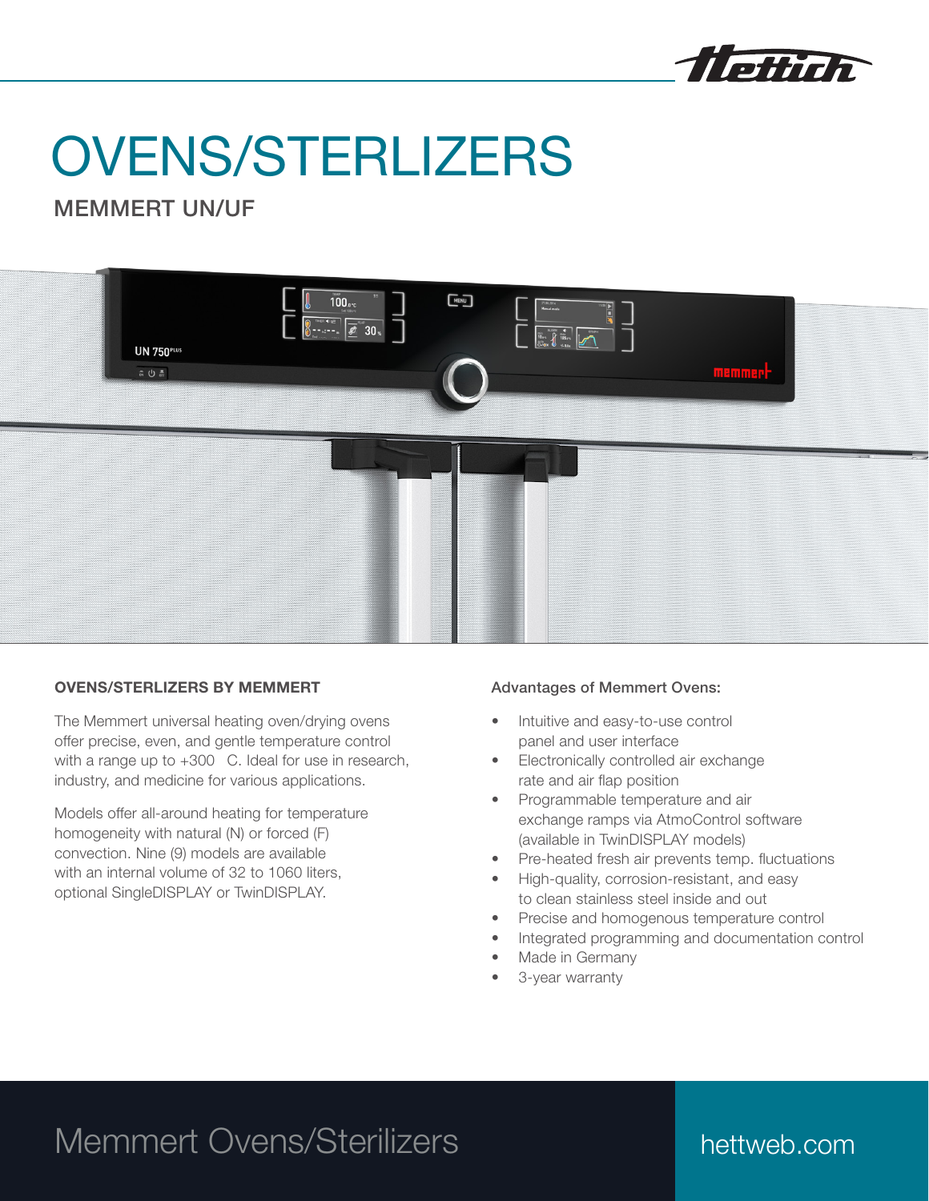# OVENS/STERLIZERS

## MEMMERT UN/UF

### OVENS/STERLIZERS BY MEMMERT

The Memmert universal heating oven/drying ovens offer precise, even, and gentle temperature control with a range up to +300 C. Ideal for use in research, industry, and medicine for various applications.

Models offer all-around heating for temperature homogeneity with natural (N) or forced (F) convection. Nine (9) models are available with an internal volume of 32 to 1060 liters, optional SingleDISPLAY or TwinDISPLAY.

### Advantages of Memmert Ovens:

- Intuitive and easy-to-use control panel and user interface
- Electronically controlled air exchange rate and air flap position
- Programmable temperature and air exchange ramps via AtmoControl software (available in TwinDISPLAY models)
- Pre-heated fresh air prevents temp. fluctuations
- High-quality, corrosion-resistant, and easy to clean stainless steel inside and out
- Precise and homogenous temperature control
- Integrated programming and documentation control
- Made in Germany
- 3-year warranty

Memmert Ovens/Sterilizers

hettweb.com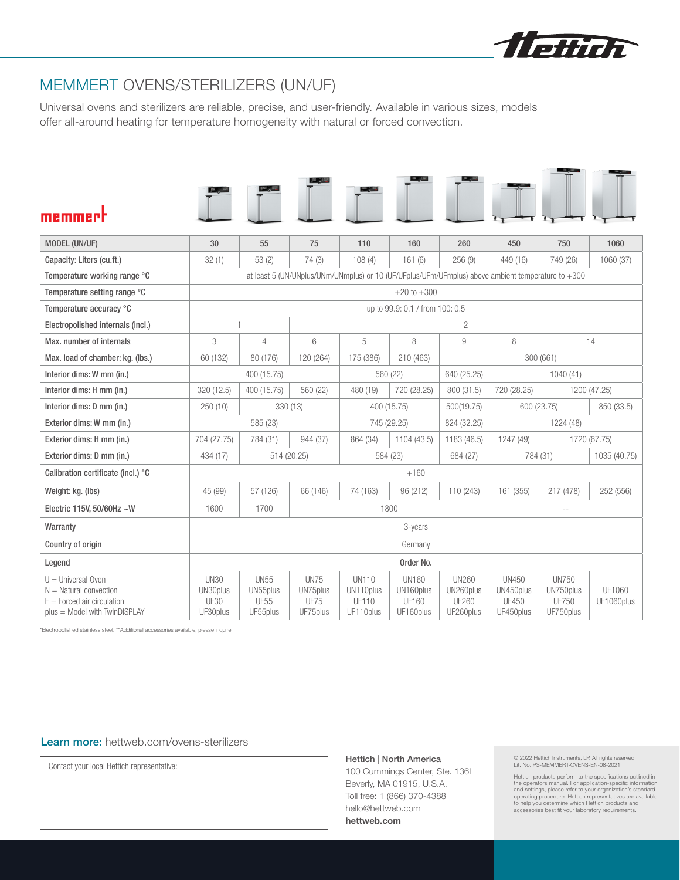# MEMMERT OVENS/STERILIZERS (UN/UF)

Universal ovens and sterilizers are reliable, precise, and user-friendly. Available in various sizes, models offer all-around heating for temperature homogeneity with natural or forced convection.

memmert

| MODEL (UN/UF) | 30 | 55 | 75 | 110 | 160 | 260 | 450 | 750 | 1060 |
|---|---|---|---|---|---|---|---|---|---|
| Capacity: Liters (cu.ft.) | 32 (1) | 53 (2) | 74 (3) | 108 (4) | 161 (6) | 256 (9) | 449 (16) | 749 (26) | 1060 (37) |
| Temperature working range °C | at least 5 (UN/UNplus/UNm/UNmplus) or 10 (UF/UFplus/UFm/UFmplus) above ambient temperature to +300 | | | | | | | | |
| Temperature setting range °C | +20 to +300 | | | | | | | | |
| Temperature accuracy °C | up to 99.9: 0.1 / from 100: 0.5 | | | | | | | | |
| Electropolished internals (incl.) | 1 | | 2 | | | | | | |
| Max. number of internals | 3 | 4 | 6 | 5 | 8 | 9 | 8 | 14 | |
| Max. load of chamber: kg. (lbs.) | 60 (132) | 80 (176) | 120 (264) | 175 (386) | 210 (463) | 300 (661) | | | |
| Interior dims: W mm (in.) | 400 (15.75) | | | 560 (22) | | 640 (25.25) | 1040 (41) | | |
| Interior dims: H mm (in.) | 320 (12.5) | 400 (15.75) | 560 (22) | 480 (19) | 720 (28.25) | 800 (31.5) | 720 (28.25) | 1200 (47.25) | |
| Interior dims: D mm (in.) | 250 (10) | 330 (13) | | 400 (15.75) | | 500(19.75) | 600 (23.75) | | 850 (33.5) |
| Exterior dims: W mm (in.) | 585 (23) | | | 745 (29.25) | | 824 (32.25) | 1224 (48) | | |
| Exterior dims: H mm (in.) | 704 (27.75) | 784 (31) | 944 (37) | 864 (34) | 1104 (43.5) | 1183 (46.5) | 1247 (49) | 1720 (67.75) | |
| Exterior dims: D mm (in.) | 434 (17) | 514 (20.25) | | 584 (23) | | 684 (27) | 784 (31) | | 1035 (40.75) |
| Calibration certificate (incl.) °C | +160 | | | | | | | | |
| Weight: kg. (lbs) | 45 (99) | 57 (126) | 66 (146) | 74 (163) | 96 (212) | 110 (243) | 161 (355) | 217 (478) | 252 (556) |
| Electric 115V, 50/60Hz ~W | 1600 | 1700 | 1800 | | | | -- | | |
| Warranty | 3-years | | | | | | | | |
| Country of origin | Germany | | | | | | | | |
| Legend | Order No. | | | | | | | | |
| U = Universal Oven<br>N = Natural convection<br>F = Forced air circulation<br>plus = Model with TwinDISPLAY | UN30<br>UN30plus<br>UF30<br>UF30plus | UN55<br>UN55plus<br>UF55<br>UF55plus | UN75<br>UN75plus<br>UF75<br>UF75plus | UN110<br>UN110plus<br>UF110<br>UF110plus | UN160<br>UN160plus<br>UF160<br>UF160plus | UN260<br>UN260plus<br>UF260<br>UF260plus | UN450<br>UN450plus<br>UF450<br>UF450plus | UN750<br>UN750plus<br>UF750<br>UF750plus | UF1060<br>UF1060plus |

*Electropolished stainless steel. **Additional accessories available, please inquire.

**Learn more:** hettweb.com/ovens-sterilizers

Contact your local Hettich representative:

**Hettich | North America**
100 Cummings Center, Ste. 136L
Beverly, MA 01915, U.S.A.
Toll free: 1 (866) 370-4388
hello@hettweb.com
**hettweb.com**

© 2022 Hettich Instruments, LP. All rights reserved.
Lit. No. PS-MEMMERT-OVENS-EN-08-2021

Hettich products perform to the specifications outlined in the operators manual. For application-specific information and settings, please refer to your organization's standard operating procedure. Hettich representatives are available to help you determine which Hettich products and accessories best fit your laboratory requirements.